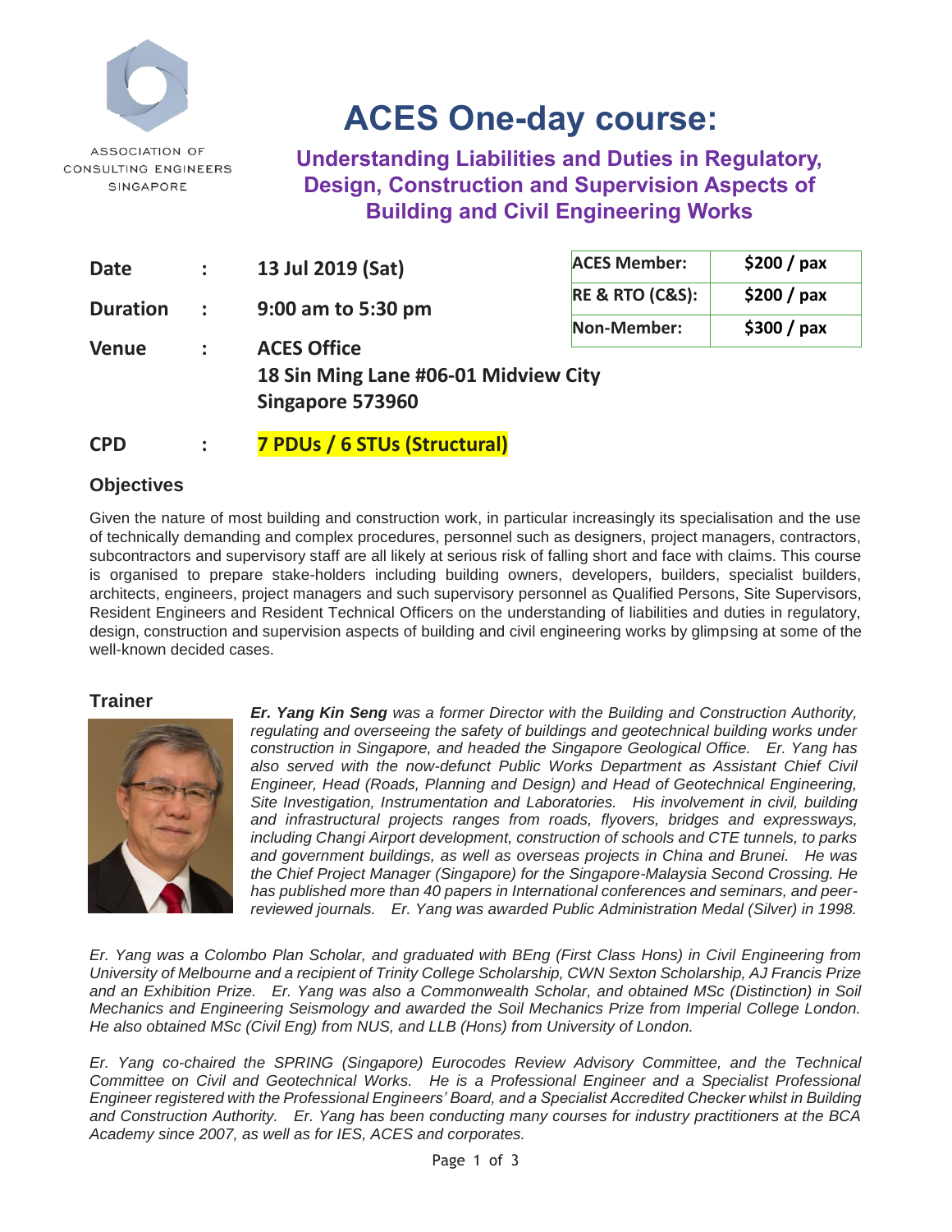ASSOCIATION OF CONSULTING ENGINEERS SINGAPORE

# ACES One-day course:

## Understanding Liabilities and Duties in Regulatory, Design, Construction and Supervision Aspects of Building and Civil Engineering Works

| | |
|---|---|
| **ACES Member:** | **$200 / pax** |
| **RE & RTO (C&S):** | **$200 / pax** |
| **Non-Member:** | **$300 / pax** |

**Date** : **13 Jul 2019 (Sat)**

**Duration** : **9:00 am to 5:30 pm**

**Venue** : **ACES Office**
**18 Sin Ming Lane #06-01 Midview City**
**Singapore 573960**

**CPD** : **7 PDUs / 6 STUs (Structural)**

### Objectives

Given the nature of most building and construction work, in particular increasingly its specialisation and the use of technically demanding and complex procedures, personnel such as designers, project managers, contractors, subcontractors and supervisory staff are all likely at serious risk of falling short and face with claims. This course is organised to prepare stake-holders including building owners, developers, builders, specialist builders, architects, engineers, project managers and such supervisory personnel as Qualified Persons, Site Supervisors, Resident Engineers and Resident Technical Officers on the understanding of liabilities and duties in regulatory, design, construction and supervision aspects of building and civil engineering works by glimpsing at some of the well-known decided cases.

### Trainer

***Er. Yang Kin Seng*** *was a former Director with the Building and Construction Authority, regulating and overseeing the safety of buildings and geotechnical building works under construction in Singapore, and headed the Singapore Geological Office. Er. Yang has also served with the now-defunct Public Works Department as Assistant Chief Civil Engineer, Head (Roads, Planning and Design) and Head of Geotechnical Engineering, Site Investigation, Instrumentation and Laboratories. His involvement in civil, building and infrastructural projects ranges from roads, flyovers, bridges and expressways, including Changi Airport development, construction of schools and CTE tunnels, to parks and government buildings, as well as overseas projects in China and Brunei. He was the Chief Project Manager (Singapore) for the Singapore-Malaysia Second Crossing. He has published more than 40 papers in International conferences and seminars, and peer-reviewed journals. Er. Yang was awarded Public Administration Medal (Silver) in 1998.*

*Er. Yang was a Colombo Plan Scholar, and graduated with BEng (First Class Hons) in Civil Engineering from University of Melbourne and a recipient of Trinity College Scholarship, CWN Sexton Scholarship, AJ Francis Prize and an Exhibition Prize. Er. Yang was also a Commonwealth Scholar, and obtained MSc (Distinction) in Soil Mechanics and Engineering Seismology and awarded the Soil Mechanics Prize from Imperial College London. He also obtained MSc (Civil Eng) from NUS, and LLB (Hons) from University of London.*

*Er. Yang co-chaired the SPRING (Singapore) Eurocodes Review Advisory Committee, and the Technical Committee on Civil and Geotechnical Works. He is a Professional Engineer and a Specialist Professional Engineer registered with the Professional Engineers' Board, and a Specialist Accredited Checker whilst in Building and Construction Authority. Er. Yang has been conducting many courses for industry practitioners at the BCA Academy since 2007, as well as for IES, ACES and corporates.*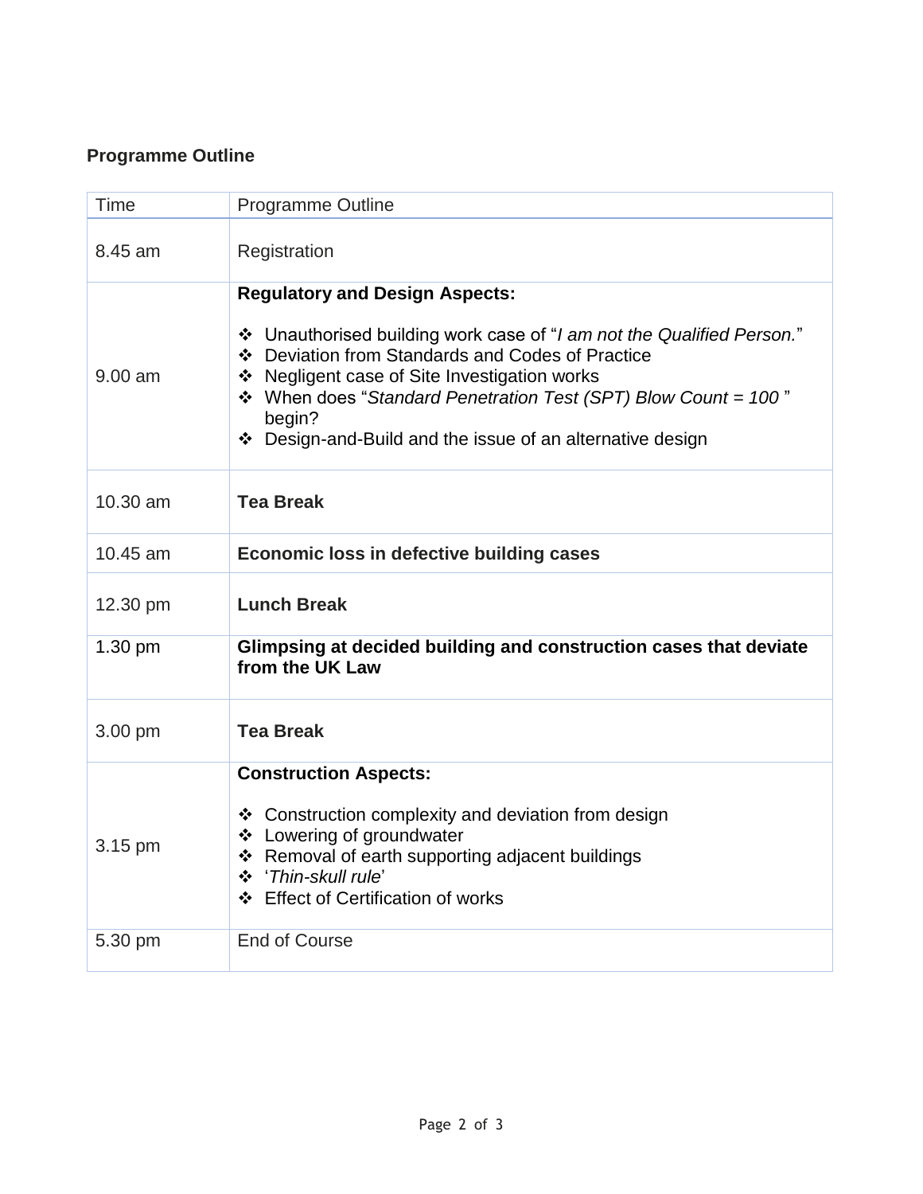**Programme Outline**

| Time | Programme Outline |
|---|---|
| 8.45 am | Registration |
| 9.00 am | **Regulatory and Design Aspects:**<br><br>❖ Unauthorised building work case of "*I am not the Qualified Person.*"<br>❖ Deviation from Standards and Codes of Practice<br>❖ Negligent case of Site Investigation works<br>❖ When does "*Standard Penetration Test (SPT) Blow Count = 100* " begin?<br>❖ Design-and-Build and the issue of an alternative design |
| 10.30 am | **Tea Break** |
| 10.45 am | **Economic loss in defective building cases** |
| 12.30 pm | **Lunch Break** |
| 1.30 pm | **Glimpsing at decided building and construction cases that deviate from the UK Law** |
| 3.00 pm | **Tea Break** |
| 3.15 pm | **Construction Aspects:**<br><br>❖ Construction complexity and deviation from design<br>❖ Lowering of groundwater<br>❖ Removal of earth supporting adjacent buildings<br>❖ '*Thin-skull rule*'<br>❖ Effect of Certification of works |
| 5.30 pm | End of Course |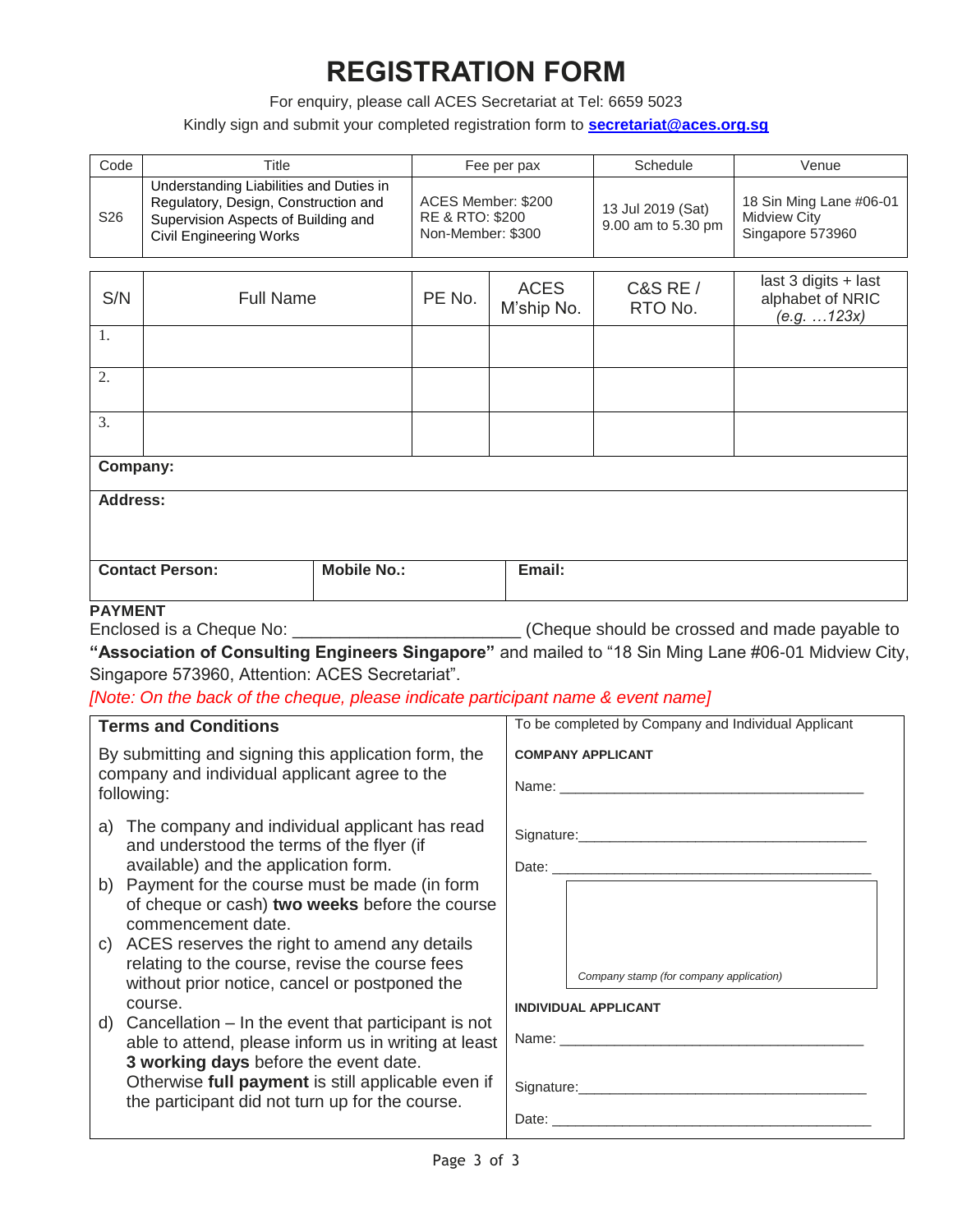# REGISTRATION FORM

For enquiry, please call ACES Secretariat at Tel: 6659 5023

Kindly sign and submit your completed registration form to **secretariat@aces.org.sg**

| Code | Title | Fee per pax | Schedule | Venue |
|---|---|---|---|---|
| S26 | Understanding Liabilities and Duties in Regulatory, Design, Construction and Supervision Aspects of Building and Civil Engineering Works | ACES Member: $200<br>RE & RTO: $200<br>Non-Member: $300 | 13 Jul 2019 (Sat)<br>9.00 am to 5.30 pm | 18 Sin Ming Lane #06-01 Midview City Singapore 573960 |

| S/N | Full Name | PE No. | ACES M'ship No. | C&S RE / RTO No. | last 3 digits + last alphabet of NRIC *(e.g. …123x)* |
|---|---|---|---|---|---|
| 1. | | | | | |
| 2. | | | | | |
| 3. | | | | | |
| **Company:** | | | | | |
| **Address:** | | | | | |
| **Contact Person:** | | **Mobile No.:** | | **Email:** | |

**PAYMENT**

Enclosed is a Cheque No: ______________________ (Cheque should be crossed and made payable to **"Association of Consulting Engineers Singapore"** and mailed to "18 Sin Ming Lane #06-01 Midview City, Singapore 573960, Attention: ACES Secretariat".

*[Note: On the back of the cheque, please indicate participant name & event name]*

**Terms and Conditions**

By submitting and signing this application form, the company and individual applicant agree to the following:

a) The company and individual applicant has read and understood the terms of the flyer (if available) and the application form.

b) Payment for the course must be made (in form of cheque or cash) **two weeks** before the course commencement date.

c) ACES reserves the right to amend any details relating to the course, revise the course fees without prior notice, cancel or postponed the course.

d) Cancellation – In the event that participant is not able to attend, please inform us in writing at least **3 working days** before the event date. Otherwise **full payment** is still applicable even if the participant did not turn up for the course.

To be completed by Company and Individual Applicant

**COMPANY APPLICANT**

Name: ______________________________________

Signature: ___________________________________

Date: _______________________________________

*Company stamp (for company application)*

**INDIVIDUAL APPLICANT**

Name: ______________________________________

Signature: ___________________________________

Date: _______________________________________